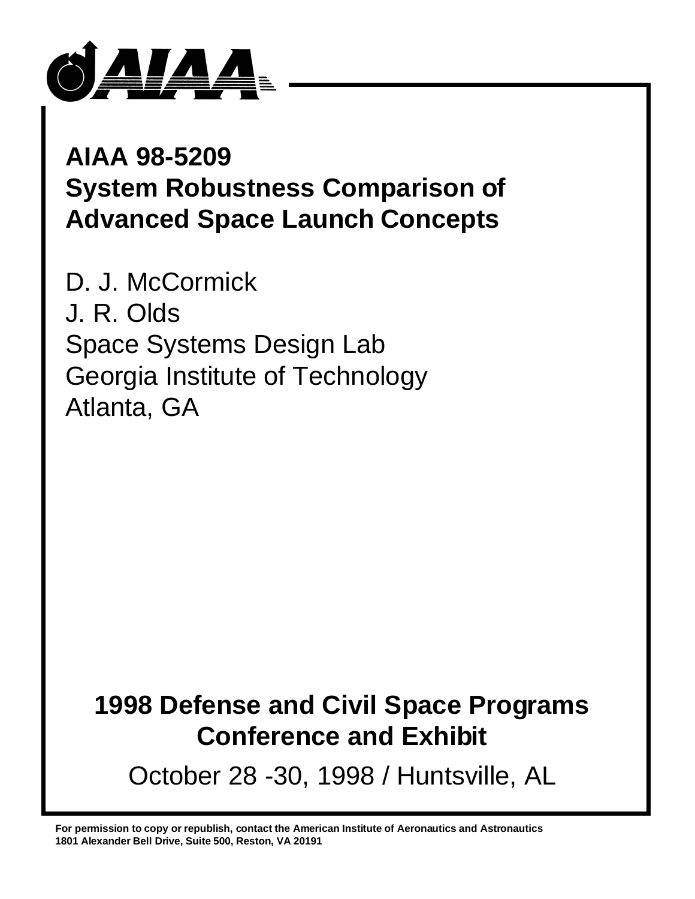# AIAA 98-5209
# System Robustness Comparison of Advanced Space Launch Concepts

D. J. McCormick
J. R. Olds
Space Systems Design Lab
Georgia Institute of Technology
Atlanta, GA

## 1998 Defense and Civil Space Programs Conference and Exhibit

October 28 -30, 1998 / Huntsville, AL

**For permission to copy or republish, contact the American Institute of Aeronautics and Astronautics 1801 Alexander Bell Drive, Suite 500, Reston, VA 20191**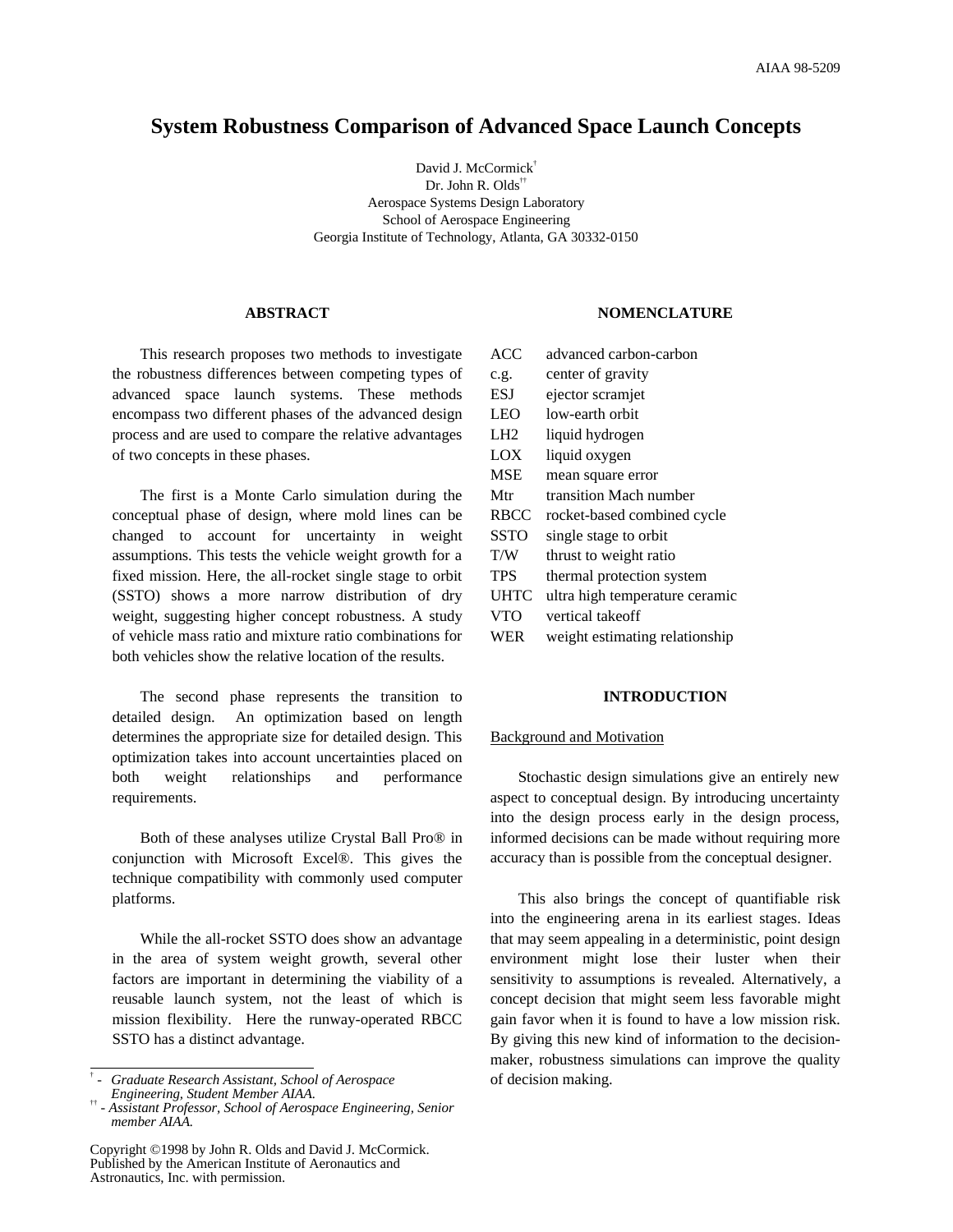# System Robustness Comparison of Advanced Space Launch Concepts

David J. McCormick[†]
Dr. John R. Olds[††]
Aerospace Systems Design Laboratory
School of Aerospace Engineering
Georgia Institute of Technology, Atlanta, GA 30332-0150

## ABSTRACT

This research proposes two methods to investigate the robustness differences between competing types of advanced space launch systems. These methods encompass two different phases of the advanced design process and are used to compare the relative advantages of two concepts in these phases.

The first is a Monte Carlo simulation during the conceptual phase of design, where mold lines can be changed to account for uncertainty in weight assumptions. This tests the vehicle weight growth for a fixed mission. Here, the all-rocket single stage to orbit (SSTO) shows a more narrow distribution of dry weight, suggesting higher concept robustness. A study of vehicle mass ratio and mixture ratio combinations for both vehicles show the relative location of the results.

The second phase represents the transition to detailed design. An optimization based on length determines the appropriate size for detailed design. This optimization takes into account uncertainties placed on both weight relationships and performance requirements.

Both of these analyses utilize Crystal Ball Pro® in conjunction with Microsoft Excel®. This gives the technique compatibility with commonly used computer platforms.

While the all-rocket SSTO does show an advantage in the area of system weight growth, several other factors are important in determining the viability of a reusable launch system, not the least of which is mission flexibility. Here the runway-operated RBCC SSTO has a distinct advantage.

[†] - *Graduate Research Assistant, School of Aerospace Engineering, Student Member AIAA.*
[††] - *Assistant Professor, School of Aerospace Engineering, Senior member AIAA.*

Copyright ©1998 by John R. Olds and David J. McCormick. Published by the American Institute of Aeronautics and Astronautics, Inc. with permission.

## NOMENCLATURE

| | |
|---|---|
| ACC | advanced carbon-carbon |
| c.g. | center of gravity |
| ESJ | ejector scramjet |
| LEO | low-earth orbit |
| LH2 | liquid hydrogen |
| LOX | liquid oxygen |
| MSE | mean square error |
| Mtr | transition Mach number |
| RBCC | rocket-based combined cycle |
| SSTO | single stage to orbit |
| T/W | thrust to weight ratio |
| TPS | thermal protection system |
| UHTC | ultra high temperature ceramic |
| VTO | vertical takeoff |
| WER | weight estimating relationship |

## INTRODUCTION

### Background and Motivation

Stochastic design simulations give an entirely new aspect to conceptual design. By introducing uncertainty into the design process early in the design process, informed decisions can be made without requiring more accuracy than is possible from the conceptual designer.

This also brings the concept of quantifiable risk into the engineering arena in its earliest stages. Ideas that may seem appealing in a deterministic, point design environment might lose their luster when their sensitivity to assumptions is revealed. Alternatively, a concept decision that might seem less favorable might gain favor when it is found to have a low mission risk. By giving this new kind of information to the decision-maker, robustness simulations can improve the quality of decision making.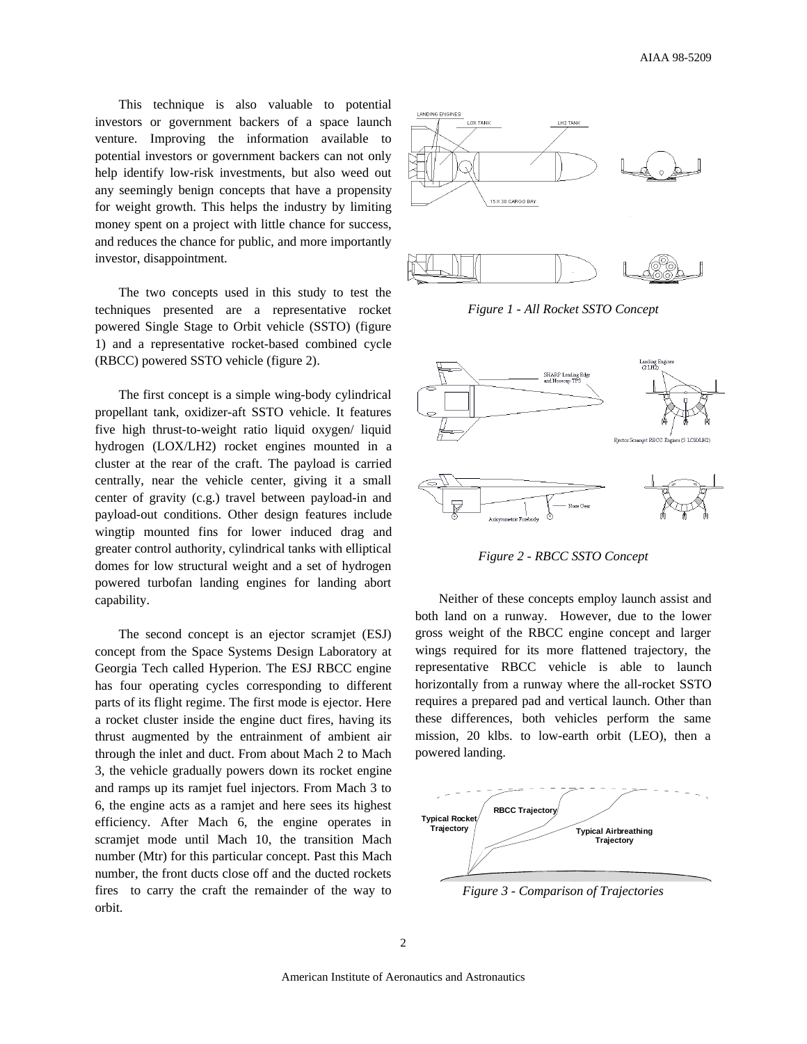This technique is also valuable to potential investors or government backers of a space launch venture. Improving the information available to potential investors or government backers can not only help identify low-risk investments, but also weed out any seemingly benign concepts that have a propensity for weight growth. This helps the industry by limiting money spent on a project with little chance for success, and reduces the chance for public, and more importantly investor, disappointment.

The two concepts used in this study to test the techniques presented are a representative rocket powered Single Stage to Orbit vehicle (SSTO) (figure 1) and a representative rocket-based combined cycle (RBCC) powered SSTO vehicle (figure 2).

The first concept is a simple wing-body cylindrical propellant tank, oxidizer-aft SSTO vehicle. It features five high thrust-to-weight ratio liquid oxygen/ liquid hydrogen (LOX/LH2) rocket engines mounted in a cluster at the rear of the craft. The payload is carried centrally, near the vehicle center, giving it a small center of gravity (c.g.) travel between payload-in and payload-out conditions. Other design features include wingtip mounted fins for lower induced drag and greater control authority, cylindrical tanks with elliptical domes for low structural weight and a set of hydrogen powered turbofan landing engines for landing abort capability.

The second concept is an ejector scramjet (ESJ) concept from the Space Systems Design Laboratory at Georgia Tech called Hyperion. The ESJ RBCC engine has four operating cycles corresponding to different parts of its flight regime. The first mode is ejector. Here a rocket cluster inside the engine duct fires, having its thrust augmented by the entrainment of ambient air through the inlet and duct. From about Mach 2 to Mach 3, the vehicle gradually powers down its rocket engine and ramps up its ramjet fuel injectors. From Mach 3 to 6, the engine acts as a ramjet and here sees its highest efficiency. After Mach 6, the engine operates in scramjet mode until Mach 10, the transition Mach number (Mtr) for this particular concept. Past this Mach number, the front ducts close off and the ducted rockets fires to carry the craft the remainder of the way to orbit.

*Figure 1 - All Rocket SSTO Concept*

*Figure 2 - RBCC SSTO Concept*

Neither of these concepts employ launch assist and both land on a runway. However, due to the lower gross weight of the RBCC engine concept and larger wings required for its more flattened trajectory, the representative RBCC vehicle is able to launch horizontally from a runway where the all-rocket SSTO requires a prepared pad and vertical launch. Other than these differences, both vehicles perform the same mission, 20 klbs. to low-earth orbit (LEO), then a powered landing.

*Figure 3 - Comparison of Trajectories*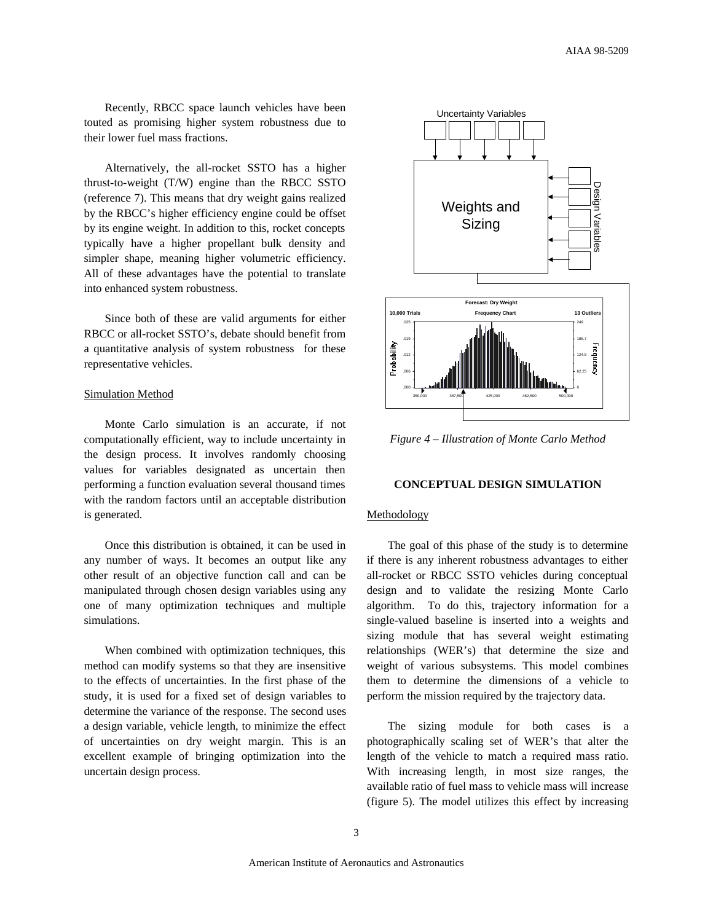Recently, RBCC space launch vehicles have been touted as promising higher system robustness due to their lower fuel mass fractions.

Alternatively, the all-rocket SSTO has a higher thrust-to-weight (T/W) engine than the RBCC SSTO (reference 7). This means that dry weight gains realized by the RBCC's higher efficiency engine could be offset by its engine weight. In addition to this, rocket concepts typically have a higher propellant bulk density and simpler shape, meaning higher volumetric efficiency. All of these advantages have the potential to translate into enhanced system robustness.

Since both of these are valid arguments for either RBCC or all-rocket SSTO's, debate should benefit from a quantitative analysis of system robustness for these representative vehicles.

### Simulation Method

Monte Carlo simulation is an accurate, if not computationally efficient, way to include uncertainty in the design process. It involves randomly choosing values for variables designated as uncertain then performing a function evaluation several thousand times with the random factors until an acceptable distribution is generated.

Once this distribution is obtained, it can be used in any number of ways. It becomes an output like any other result of an objective function call and can be manipulated through chosen design variables using any one of many optimization techniques and multiple simulations.

When combined with optimization techniques, this method can modify systems so that they are insensitive to the effects of uncertainties. In the first phase of the study, it is used for a fixed set of design variables to determine the variance of the response. The second uses a design variable, vehicle length, to minimize the effect of uncertainties on dry weight margin. This is an excellent example of bringing optimization into the uncertain design process.

Uncertainty Variables

Weights and Sizing

Design Variables

Forecast: Dry Weight

10,000 Trials

Frequency Chart

13 Outliers

Probability

Frequency

.025

.019

.012

.006

.000

249

186.7

124.5

62.25

0

350,000

387,500

425,000

462,500

500,000

*Figure 4 – Illustration of Monte Carlo Method*

## CONCEPTUAL DESIGN SIMULATION

### Methodology

The goal of this phase of the study is to determine if there is any inherent robustness advantages to either all-rocket or RBCC SSTO vehicles during conceptual design and to validate the resizing Monte Carlo algorithm. To do this, trajectory information for a single-valued baseline is inserted into a weights and sizing module that has several weight estimating relationships (WER's) that determine the size and weight of various subsystems. This model combines them to determine the dimensions of a vehicle to perform the mission required by the trajectory data.

The sizing module for both cases is a photographically scaling set of WER's that alter the length of the vehicle to match a required mass ratio. With increasing length, in most size ranges, the available ratio of fuel mass to vehicle mass will increase (figure 5). The model utilizes this effect by increasing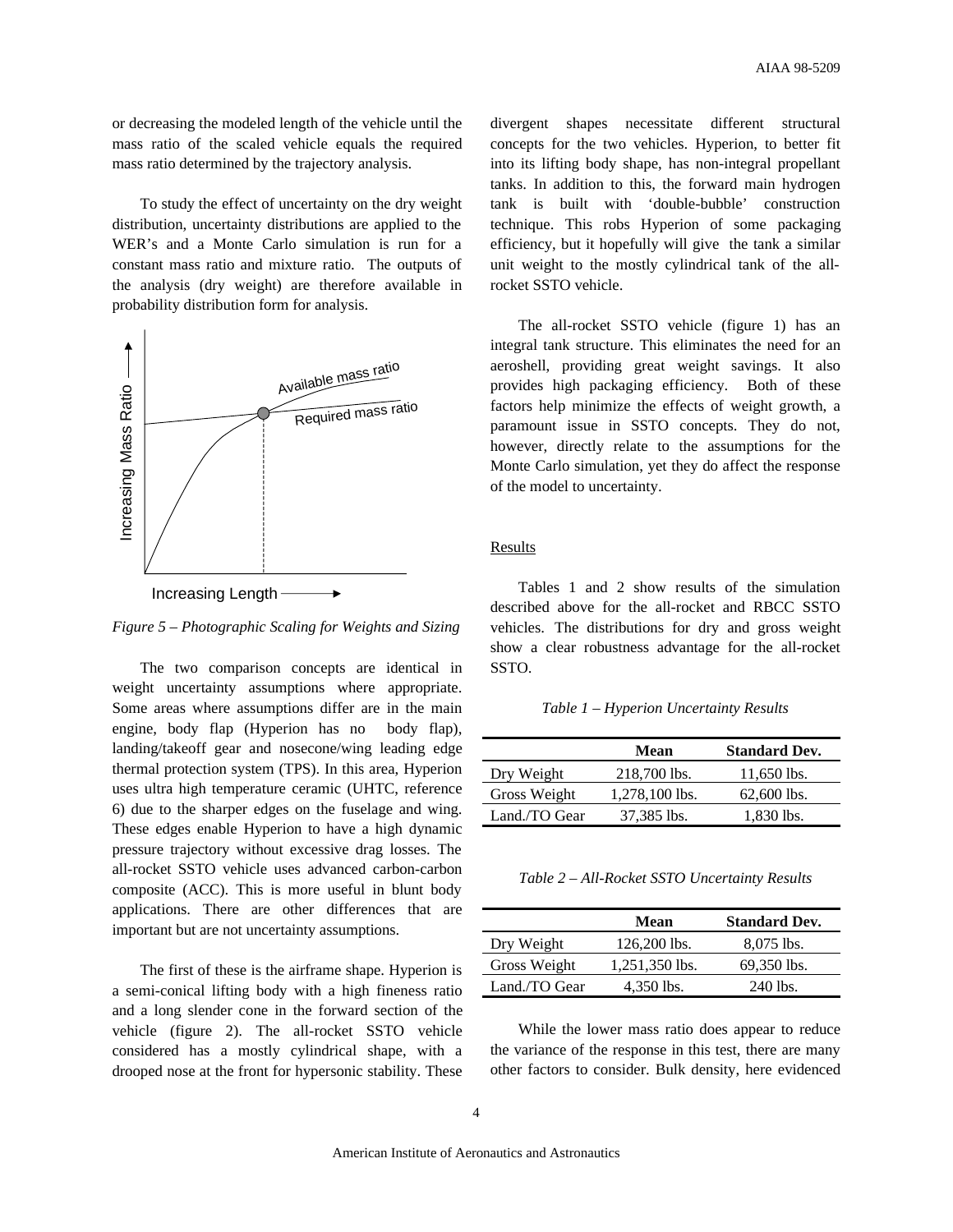or decreasing the modeled length of the vehicle until the mass ratio of the scaled vehicle equals the required mass ratio determined by the trajectory analysis.

To study the effect of uncertainty on the dry weight distribution, uncertainty distributions are applied to the WER's and a Monte Carlo simulation is run for a constant mass ratio and mixture ratio. The outputs of the analysis (dry weight) are therefore available in probability distribution form for analysis.

*Figure 5 – Photographic Scaling for Weights and Sizing*

The two comparison concepts are identical in weight uncertainty assumptions where appropriate. Some areas where assumptions differ are in the main engine, body flap (Hyperion has no body flap), landing/takeoff gear and nosecone/wing leading edge thermal protection system (TPS). In this area, Hyperion uses ultra high temperature ceramic (UHTC, reference 6) due to the sharper edges on the fuselage and wing. These edges enable Hyperion to have a high dynamic pressure trajectory without excessive drag losses. The all-rocket SSTO vehicle uses advanced carbon-carbon composite (ACC). This is more useful in blunt body applications. There are other differences that are important but are not uncertainty assumptions.

The first of these is the airframe shape. Hyperion is a semi-conical lifting body with a high fineness ratio and a long slender cone in the forward section of the vehicle (figure 2). The all-rocket SSTO vehicle considered has a mostly cylindrical shape, with a drooped nose at the front for hypersonic stability. These divergent shapes necessitate different structural concepts for the two vehicles. Hyperion, to better fit into its lifting body shape, has non-integral propellant tanks. In addition to this, the forward main hydrogen tank is built with 'double-bubble' construction technique. This robs Hyperion of some packaging efficiency, but it hopefully will give the tank a similar unit weight to the mostly cylindrical tank of the all-rocket SSTO vehicle.

The all-rocket SSTO vehicle (figure 1) has an integral tank structure. This eliminates the need for an aeroshell, providing great weight savings. It also provides high packaging efficiency. Both of these factors help minimize the effects of weight growth, a paramount issue in SSTO concepts. They do not, however, directly relate to the assumptions for the Monte Carlo simulation, yet they do affect the response of the model to uncertainty.

Results

Tables 1 and 2 show results of the simulation described above for the all-rocket and RBCC SSTO vehicles. The distributions for dry and gross weight show a clear robustness advantage for the all-rocket SSTO.

*Table 1 – Hyperion Uncertainty Results*

| | Mean | Standard Dev. |
|---|---|---|
| Dry Weight | 218,700 lbs. | 11,650 lbs. |
| Gross Weight | 1,278,100 lbs. | 62,600 lbs. |
| Land./TO Gear | 37,385 lbs. | 1,830 lbs. |

*Table 2 – All-Rocket SSTO Uncertainty Results*

| | Mean | Standard Dev. |
|---|---|---|
| Dry Weight | 126,200 lbs. | 8,075 lbs. |
| Gross Weight | 1,251,350 lbs. | 69,350 lbs. |
| Land./TO Gear | 4,350 lbs. | 240 lbs. |

While the lower mass ratio does appear to reduce the variance of the response in this test, there are many other factors to consider. Bulk density, here evidenced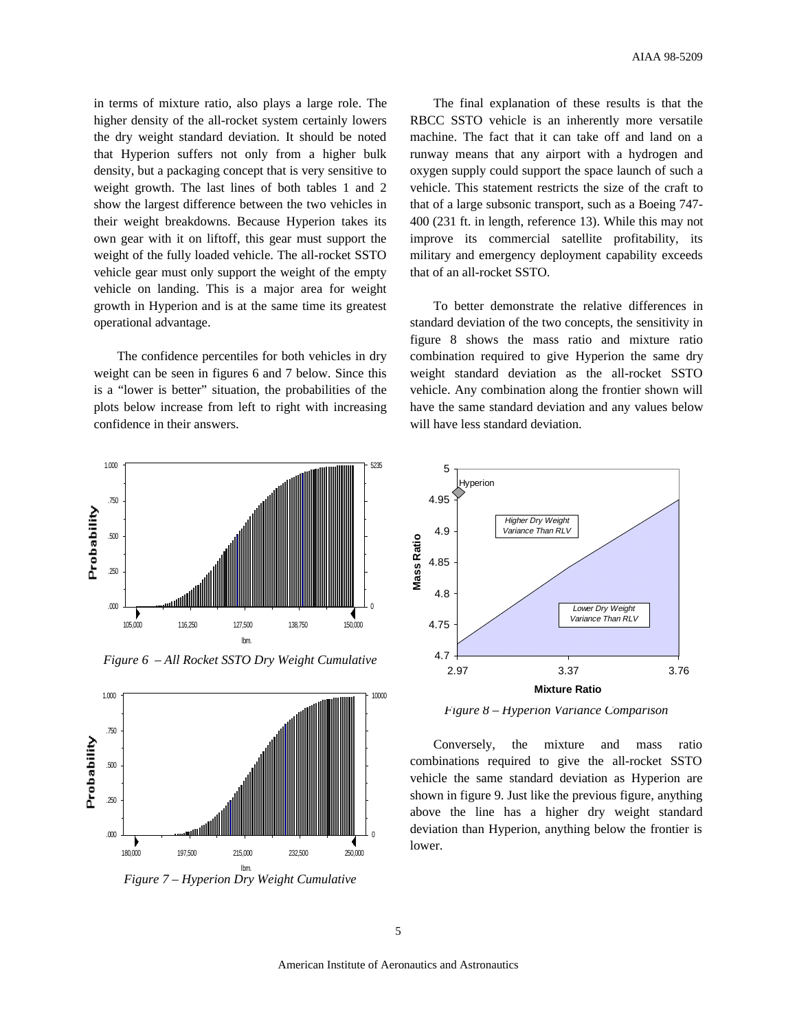in terms of mixture ratio, also plays a large role. The higher density of the all-rocket system certainly lowers the dry weight standard deviation. It should be noted that Hyperion suffers not only from a higher bulk density, but a packaging concept that is very sensitive to weight growth. The last lines of both tables 1 and 2 show the largest difference between the two vehicles in their weight breakdowns. Because Hyperion takes its own gear with it on liftoff, this gear must support the weight of the fully loaded vehicle. The all-rocket SSTO vehicle gear must only support the weight of the empty vehicle on landing. This is a major area for weight growth in Hyperion and is at the same time its greatest operational advantage.

The confidence percentiles for both vehicles in dry weight can be seen in figures 6 and 7 below. Since this is a "lower is better" situation, the probabilities of the plots below increase from left to right with increasing confidence in their answers.

*Figure 6 – All Rocket SSTO Dry Weight Cumulative*

*Figure 7 – Hyperion Dry Weight Cumulative*

The final explanation of these results is that the RBCC SSTO vehicle is an inherently more versatile machine. The fact that it can take off and land on a runway means that any airport with a hydrogen and oxygen supply could support the space launch of such a vehicle. This statement restricts the size of the craft to that of a large subsonic transport, such as a Boeing 747-400 (231 ft. in length, reference 13). While this may not improve its commercial satellite profitability, its military and emergency deployment capability exceeds that of an all-rocket SSTO.

To better demonstrate the relative differences in standard deviation of the two concepts, the sensitivity in figure 8 shows the mass ratio and mixture ratio combination required to give Hyperion the same dry weight standard deviation as the all-rocket SSTO vehicle. Any combination along the frontier shown will have the same standard deviation and any values below will have less standard deviation.

*Figure 8 – Hyperion Variance Comparison*

Conversely, the mixture and mass ratio combinations required to give the all-rocket SSTO vehicle the same standard deviation as Hyperion are shown in figure 9. Just like the previous figure, anything above the line has a higher dry weight standard deviation than Hyperion, anything below the frontier is lower.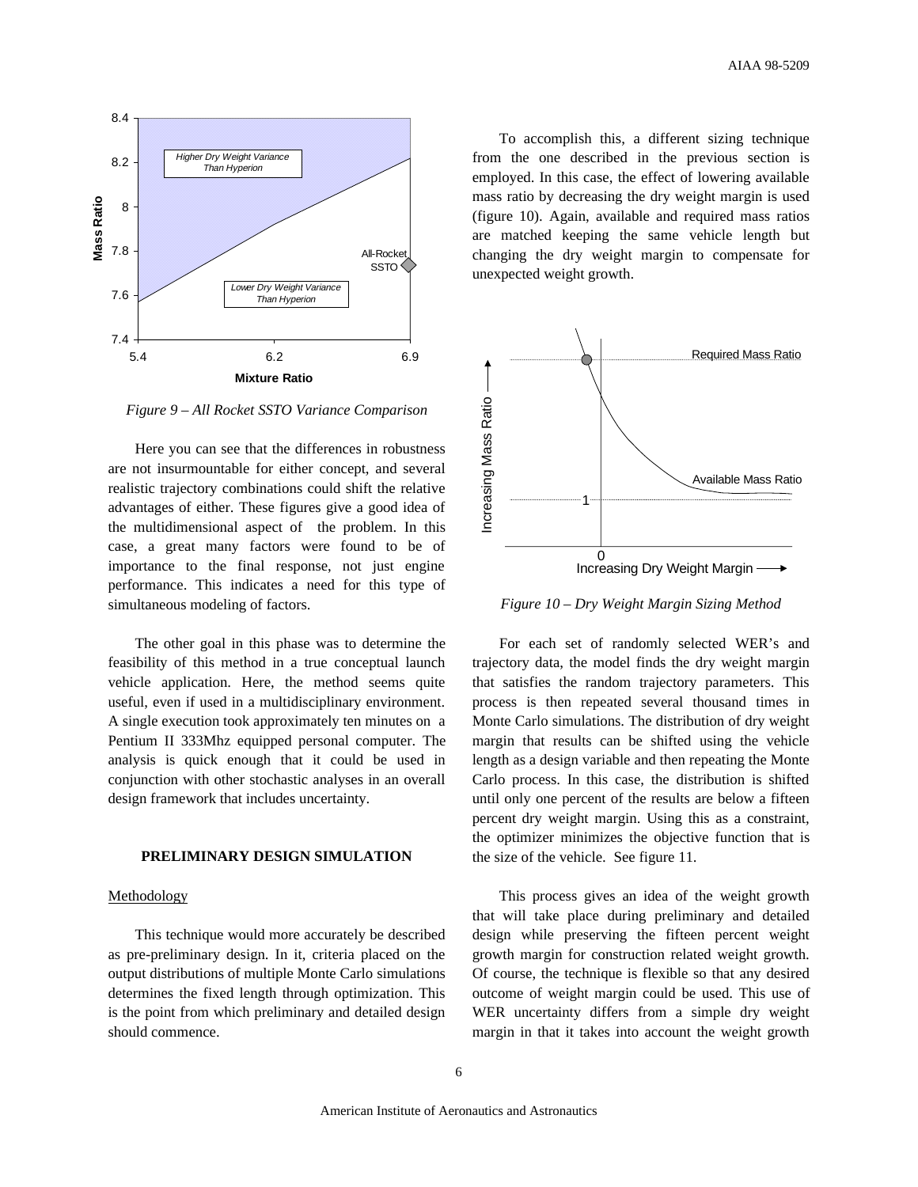Figure 9 – All Rocket SSTO Variance Comparison

Here you can see that the differences in robustness are not insurmountable for either concept, and several realistic trajectory combinations could shift the relative advantages of either. These figures give a good idea of the multidimensional aspect of the problem. In this case, a great many factors were found to be of importance to the final response, not just engine performance. This indicates a need for this type of simultaneous modeling of factors.

The other goal in this phase was to determine the feasibility of this method in a true conceptual launch vehicle application. Here, the method seems quite useful, even if used in a multidisciplinary environment. A single execution took approximately ten minutes on a Pentium II 333Mhz equipped personal computer. The analysis is quick enough that it could be used in conjunction with other stochastic analyses in an overall design framework that includes uncertainty.

## PRELIMINARY DESIGN SIMULATION

### Methodology

This technique would more accurately be described as pre-preliminary design. In it, criteria placed on the output distributions of multiple Monte Carlo simulations determines the fixed length through optimization. This is the point from which preliminary and detailed design should commence.

To accomplish this, a different sizing technique from the one described in the previous section is employed. In this case, the effect of lowering available mass ratio by decreasing the dry weight margin is used (figure 10). Again, available and required mass ratios are matched keeping the same vehicle length but changing the dry weight margin to compensate for unexpected weight growth.

Figure 10 – Dry Weight Margin Sizing Method

For each set of randomly selected WER's and trajectory data, the model finds the dry weight margin that satisfies the random trajectory parameters. This process is then repeated several thousand times in Monte Carlo simulations. The distribution of dry weight margin that results can be shifted using the vehicle length as a design variable and then repeating the Monte Carlo process. In this case, the distribution is shifted until only one percent of the results are below a fifteen percent dry weight margin. Using this as a constraint, the optimizer minimizes the objective function that is the size of the vehicle. See figure 11.

This process gives an idea of the weight growth that will take place during preliminary and detailed design while preserving the fifteen percent weight growth margin for construction related weight growth. Of course, the technique is flexible so that any desired outcome of weight margin could be used. This use of WER uncertainty differs from a simple dry weight margin in that it takes into account the weight growth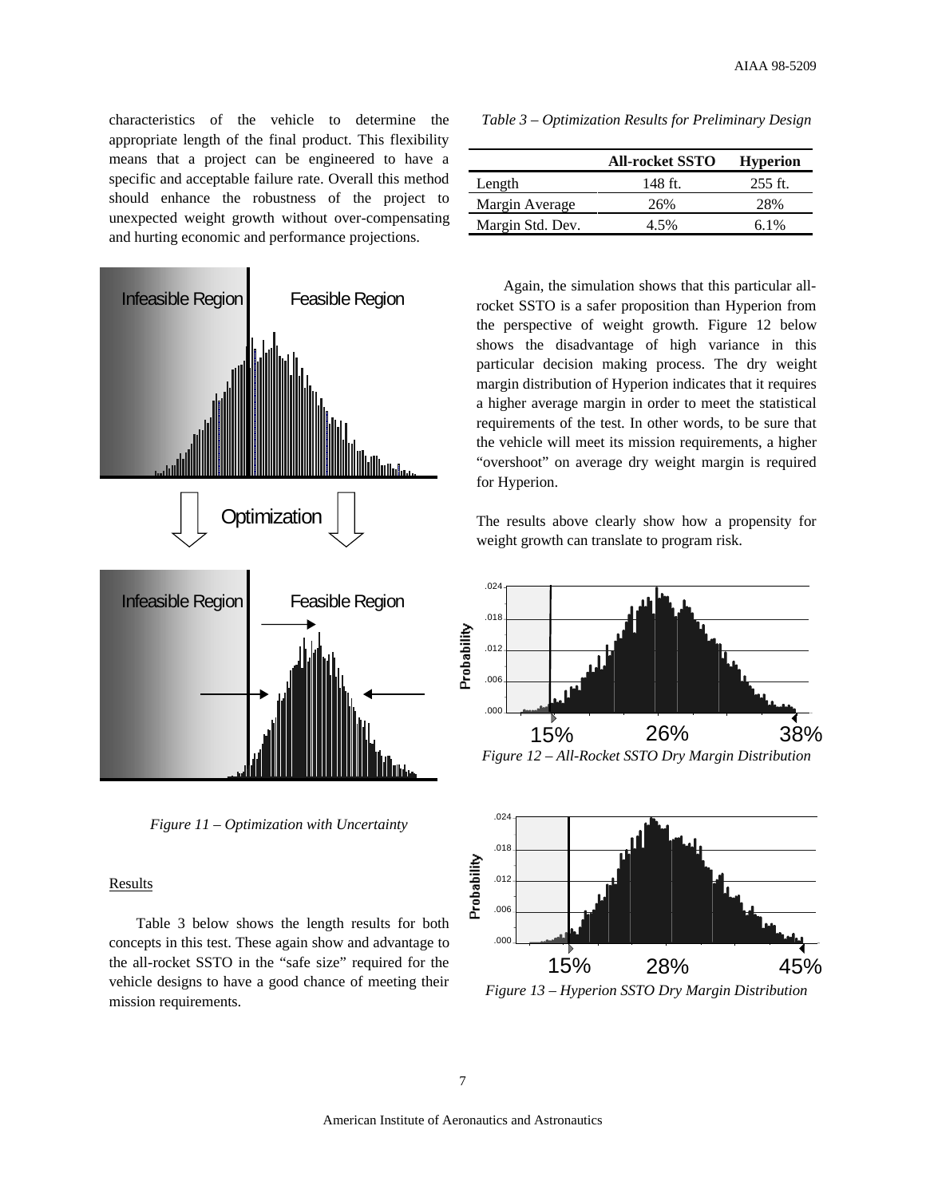characteristics of the vehicle to determine the appropriate length of the final product. This flexibility means that a project can be engineered to have a specific and acceptable failure rate. Overall this method should enhance the robustness of the project to unexpected weight growth without over-compensating and hurting economic and performance projections.

Figure 11 – Optimization with Uncertainty

Results

Table 3 below shows the length results for both concepts in this test. These again show and advantage to the all-rocket SSTO in the "safe size" required for the vehicle designs to have a good chance of meeting their mission requirements.

*Table 3 – Optimization Results for Preliminary Design*

| | All-rocket SSTO | Hyperion |
|---|---|---|
| Length | 148 ft. | 255 ft. |
| Margin Average | 26% | 28% |
| Margin Std. Dev. | 4.5% | 6.1% |

Again, the simulation shows that this particular all-rocket SSTO is a safer proposition than Hyperion from the perspective of weight growth. Figure 12 below shows the disadvantage of high variance in this particular decision making process. The dry weight margin distribution of Hyperion indicates that it requires a higher average margin in order to meet the statistical requirements of the test. In other words, to be sure that the vehicle will meet its mission requirements, a higher "overshoot" on average dry weight margin is required for Hyperion.

The results above clearly show how a propensity for weight growth can translate to program risk.

*Figure 12 – All-Rocket SSTO Dry Margin Distribution*

*Figure 13 – Hyperion SSTO Dry Margin Distribution*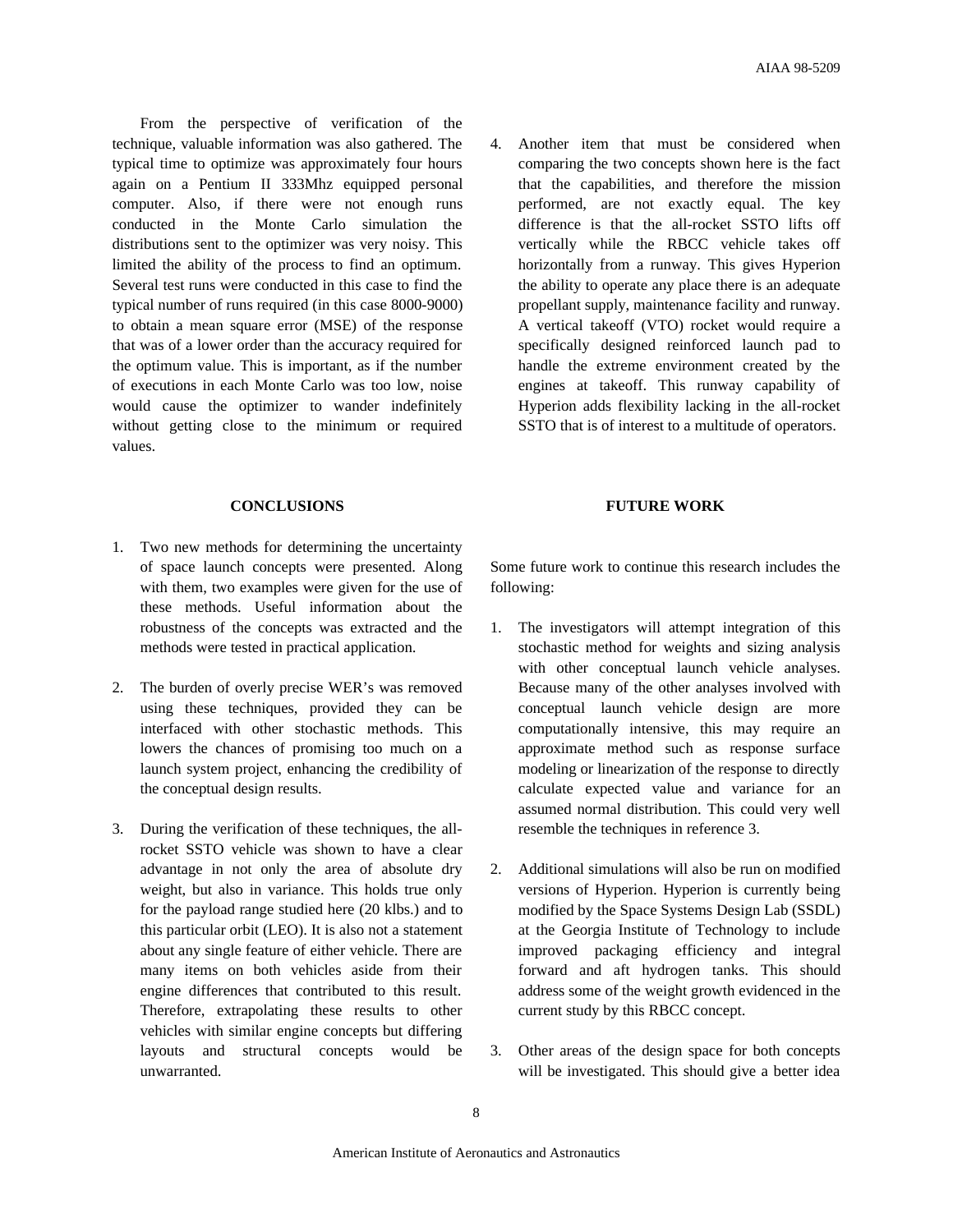From the perspective of verification of the technique, valuable information was also gathered. The typical time to optimize was approximately four hours again on a Pentium II 333Mhz equipped personal computer. Also, if there were not enough runs conducted in the Monte Carlo simulation the distributions sent to the optimizer was very noisy. This limited the ability of the process to find an optimum. Several test runs were conducted in this case to find the typical number of runs required (in this case 8000-9000) to obtain a mean square error (MSE) of the response that was of a lower order than the accuracy required for the optimum value. This is important, as if the number of executions in each Monte Carlo was too low, noise would cause the optimizer to wander indefinitely without getting close to the minimum or required values.

## CONCLUSIONS

1. Two new methods for determining the uncertainty of space launch concepts were presented. Along with them, two examples were given for the use of these methods. Useful information about the robustness of the concepts was extracted and the methods were tested in practical application.

2. The burden of overly precise WER's was removed using these techniques, provided they can be interfaced with other stochastic methods. This lowers the chances of promising too much on a launch system project, enhancing the credibility of the conceptual design results.

3. During the verification of these techniques, the all-rocket SSTO vehicle was shown to have a clear advantage in not only the area of absolute dry weight, but also in variance. This holds true only for the payload range studied here (20 klbs.) and to this particular orbit (LEO). It is also not a statement about any single feature of either vehicle. There are many items on both vehicles aside from their engine differences that contributed to this result. Therefore, extrapolating these results to other vehicles with similar engine concepts but differing layouts and structural concepts would be unwarranted.

4. Another item that must be considered when comparing the two concepts shown here is the fact that the capabilities, and therefore the mission performed, are not exactly equal. The key difference is that the all-rocket SSTO lifts off vertically while the RBCC vehicle takes off horizontally from a runway. This gives Hyperion the ability to operate any place there is an adequate propellant supply, maintenance facility and runway. A vertical takeoff (VTO) rocket would require a specifically designed reinforced launch pad to handle the extreme environment created by the engines at takeoff. This runway capability of Hyperion adds flexibility lacking in the all-rocket SSTO that is of interest to a multitude of operators.

## FUTURE WORK

Some future work to continue this research includes the following:

1. The investigators will attempt integration of this stochastic method for weights and sizing analysis with other conceptual launch vehicle analyses. Because many of the other analyses involved with conceptual launch vehicle design are more computationally intensive, this may require an approximate method such as response surface modeling or linearization of the response to directly calculate expected value and variance for an assumed normal distribution. This could very well resemble the techniques in reference 3.

2. Additional simulations will also be run on modified versions of Hyperion. Hyperion is currently being modified by the Space Systems Design Lab (SSDL) at the Georgia Institute of Technology to include improved packaging efficiency and integral forward and aft hydrogen tanks. This should address some of the weight growth evidenced in the current study by this RBCC concept.

3. Other areas of the design space for both concepts will be investigated. This should give a better idea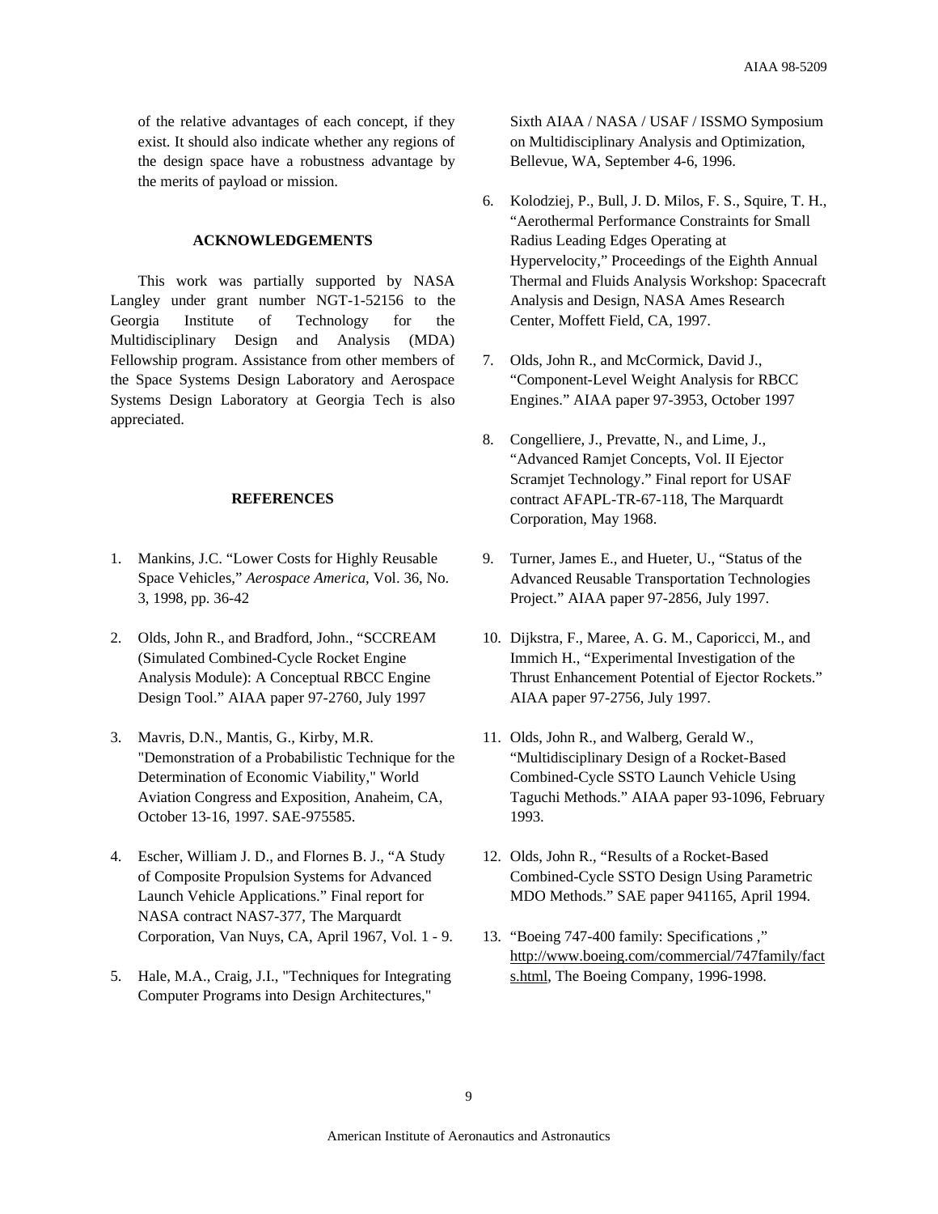of the relative advantages of each concept, if they exist. It should also indicate whether any regions of the design space have a robustness advantage by the merits of payload or mission.

## ACKNOWLEDGEMENTS

This work was partially supported by NASA Langley under grant number NGT-1-52156 to the Georgia Institute of Technology for the Multidisciplinary Design and Analysis (MDA) Fellowship program. Assistance from other members of the Space Systems Design Laboratory and Aerospace Systems Design Laboratory at Georgia Tech is also appreciated.

## REFERENCES

1. Mankins, J.C. "Lower Costs for Highly Reusable Space Vehicles," *Aerospace America*, Vol. 36, No. 3, 1998, pp. 36-42

2. Olds, John R., and Bradford, John., "SCCREAM (Simulated Combined-Cycle Rocket Engine Analysis Module): A Conceptual RBCC Engine Design Tool." AIAA paper 97-2760, July 1997

3. Mavris, D.N., Mantis, G., Kirby, M.R. "Demonstration of a Probabilistic Technique for the Determination of Economic Viability," World Aviation Congress and Exposition, Anaheim, CA, October 13-16, 1997. SAE-975585.

4. Escher, William J. D., and Flornes B. J., "A Study of Composite Propulsion Systems for Advanced Launch Vehicle Applications." Final report for NASA contract NAS7-377, The Marquardt Corporation, Van Nuys, CA, April 1967, Vol. 1 - 9.

5. Hale, M.A., Craig, J.I., "Techniques for Integrating Computer Programs into Design Architectures," Sixth AIAA / NASA / USAF / ISSMO Symposium on Multidisciplinary Analysis and Optimization, Bellevue, WA, September 4-6, 1996.

6. Kolodziej, P., Bull, J. D. Milos, F. S., Squire, T. H., "Aerothermal Performance Constraints for Small Radius Leading Edges Operating at Hypervelocity," Proceedings of the Eighth Annual Thermal and Fluids Analysis Workshop: Spacecraft Analysis and Design, NASA Ames Research Center, Moffett Field, CA, 1997.

7. Olds, John R., and McCormick, David J., "Component-Level Weight Analysis for RBCC Engines." AIAA paper 97-3953, October 1997

8. Congelliere, J., Prevatte, N., and Lime, J., "Advanced Ramjet Concepts, Vol. II Ejector Scramjet Technology." Final report for USAF contract AFAPL-TR-67-118, The Marquardt Corporation, May 1968.

9. Turner, James E., and Hueter, U., "Status of the Advanced Reusable Transportation Technologies Project." AIAA paper 97-2856, July 1997.

10. Dijkstra, F., Maree, A. G. M., Caporicci, M., and Immich H., "Experimental Investigation of the Thrust Enhancement Potential of Ejector Rockets." AIAA paper 97-2756, July 1997.

11. Olds, John R., and Walberg, Gerald W., "Multidisciplinary Design of a Rocket-Based Combined-Cycle SSTO Launch Vehicle Using Taguchi Methods." AIAA paper 93-1096, February 1993.

12. Olds, John R., "Results of a Rocket-Based Combined-Cycle SSTO Design Using Parametric MDO Methods." SAE paper 941165, April 1994.

13. "Boeing 747-400 family: Specifications ," http://www.boeing.com/commercial/747family/facts.html, The Boeing Company, 1996-1998.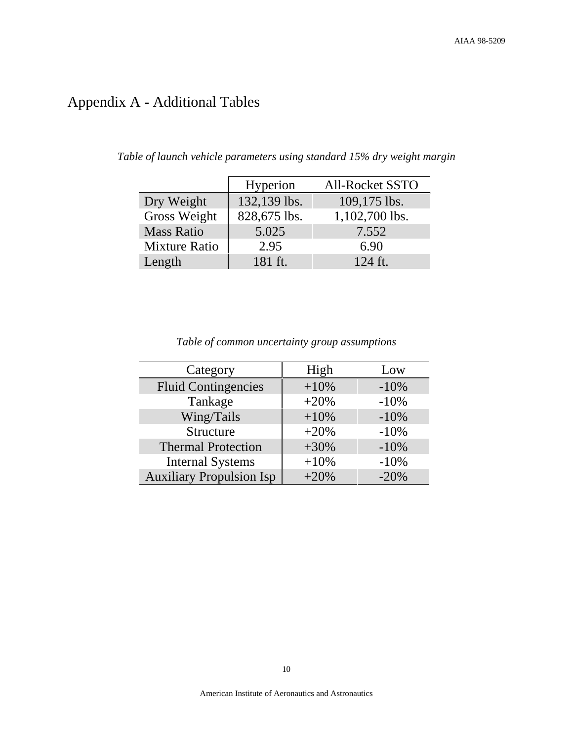# Appendix A - Additional Tables

*Table of launch vehicle parameters using standard 15% dry weight margin*

| | Hyperion | All-Rocket SSTO |
|---|---|---|
| Dry Weight | 132,139 lbs. | 109,175 lbs. |
| Gross Weight | 828,675 lbs. | 1,102,700 lbs. |
| Mass Ratio | 5.025 | 7.552 |
| Mixture Ratio | 2.95 | 6.90 |
| Length | 181 ft. | 124 ft. |

*Table of common uncertainty group assumptions*

| Category | High | Low |
|---|---|---|
| Fluid Contingencies | +10% | -10% |
| Tankage | +20% | -10% |
| Wing/Tails | +10% | -10% |
| Structure | +20% | -10% |
| Thermal Protection | +30% | -10% |
| Internal Systems | +10% | -10% |
| Auxiliary Propulsion Isp | +20% | -20% |